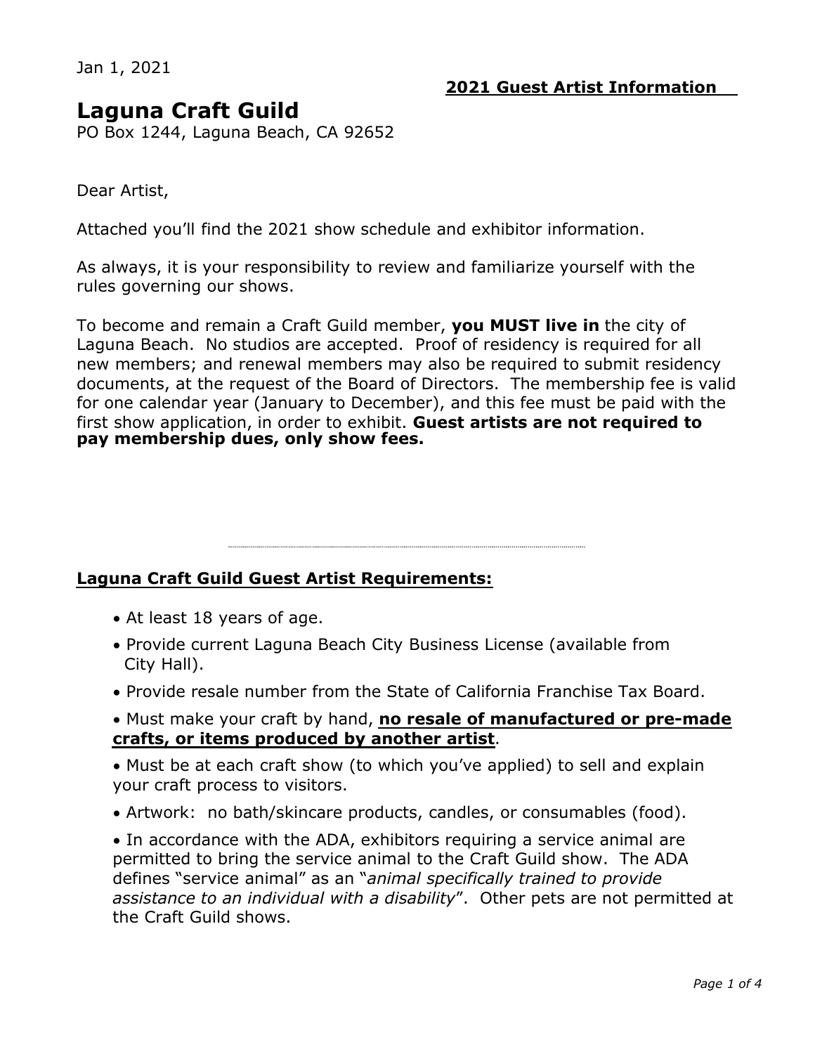Jan 1, 2021

**2021 Guest Artist Information**

# Laguna Craft Guild

PO Box 1244, Laguna Beach, CA 92652

Dear Artist,

Attached you'll find the 2021 show schedule and exhibitor information.

As always, it is your responsibility to review and familiarize yourself with the rules governing our shows.

To become and remain a Craft Guild member, **you MUST live in** the city of Laguna Beach. No studios are accepted. Proof of residency is required for all new members; and renewal members may also be required to submit residency documents, at the request of the Board of Directors. The membership fee is valid for one calendar year (January to December), and this fee must be paid with the first show application, in order to exhibit. **Guest artists are not required to pay membership dues, only show fees.**

---

## Laguna Craft Guild Guest Artist Requirements:

- At least 18 years of age.
- Provide current Laguna Beach City Business License (available from City Hall).
- Provide resale number from the State of California Franchise Tax Board.
- Must make your craft by hand, **no resale of manufactured or pre-made crafts, or items produced by another artist**.
- Must be at each craft show (to which you've applied) to sell and explain your craft process to visitors.
- Artwork: no bath/skincare products, candles, or consumables (food).
- In accordance with the ADA, exhibitors requiring a service animal are permitted to bring the service animal to the Craft Guild show. The ADA defines "service animal" as an "*animal specifically trained to provide assistance to an individual with a disability*". Other pets are not permitted at the Craft Guild shows.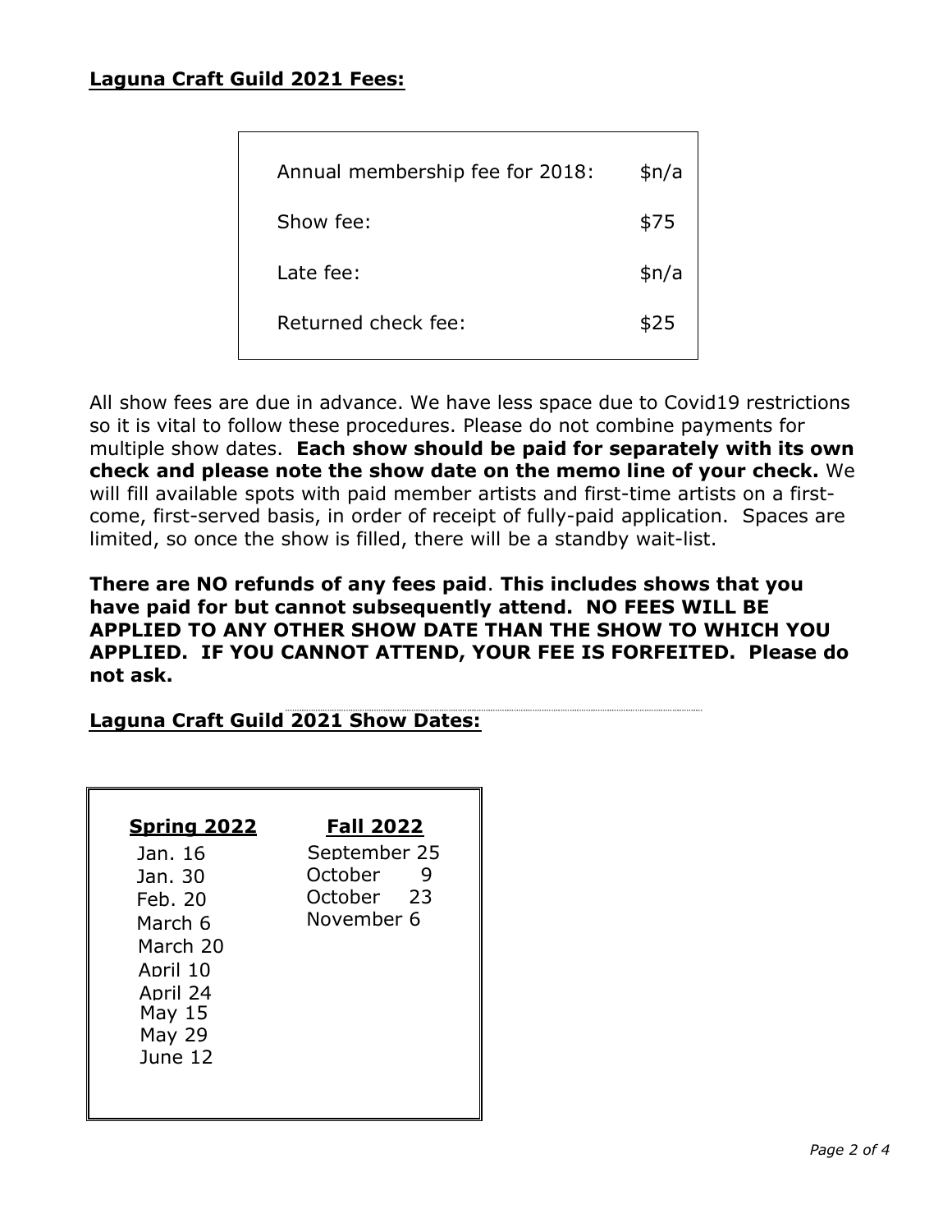**Laguna Craft Guild 2021 Fees:**

| | |
|---|---|
| Annual membership fee for 2018: | $n/a |
| Show fee: | $75 |
| Late fee: | $n/a |
| Returned check fee: | $25 |

All show fees are due in advance. We have less space due to Covid19 restrictions so it is vital to follow these procedures. Please do not combine payments for multiple show dates. **Each show should be paid for separately with its own check and please note the show date on the memo line of your check.** We will fill available spots with paid member artists and first-time artists on a first-come, first-served basis, in order of receipt of fully-paid application. Spaces are limited, so once the show is filled, there will be a standby wait-list.

**There are NO refunds of any fees paid**. **This includes shows that you have paid for but cannot subsequently attend. NO FEES WILL BE APPLIED TO ANY OTHER SHOW DATE THAN THE SHOW TO WHICH YOU APPLIED. IF YOU CANNOT ATTEND, YOUR FEE IS FORFEITED. Please do not ask.**

**Laguna Craft Guild 2021 Show Dates:**

| **Spring 2022** | **Fall 2022** |
|---|---|
| Jan. 16 | September 25 |
| Jan. 30 | October 9 |
| Feb. 20 | October 23 |
| March 6 | November 6 |
| March 20 | |
| April 10 | |
| April 24 | |
| May 15 | |
| May 29 | |
| June 12 | |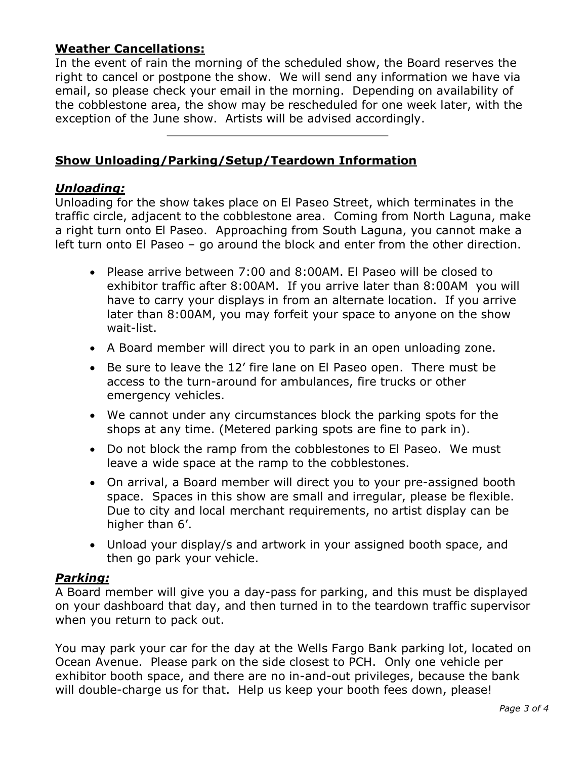**Weather Cancellations:**

In the event of rain the morning of the scheduled show, the Board reserves the right to cancel or postpone the show. We will send any information we have via email, so please check your email in the morning. Depending on availability of the cobblestone area, the show may be rescheduled for one week later, with the exception of the June show. Artists will be advised accordingly.

---

**Show Unloading/Parking/Setup/Teardown Information**

***Unloading:***

Unloading for the show takes place on El Paseo Street, which terminates in the traffic circle, adjacent to the cobblestone area. Coming from North Laguna, make a right turn onto El Paseo. Approaching from South Laguna, you cannot make a left turn onto El Paseo – go around the block and enter from the other direction.

- Please arrive between 7:00 and 8:00AM. El Paseo will be closed to exhibitor traffic after 8:00AM. If you arrive later than 8:00AM you will have to carry your displays in from an alternate location. If you arrive later than 8:00AM, you may forfeit your space to anyone on the show wait-list.
- A Board member will direct you to park in an open unloading zone.
- Be sure to leave the 12' fire lane on El Paseo open. There must be access to the turn-around for ambulances, fire trucks or other emergency vehicles.
- We cannot under any circumstances block the parking spots for the shops at any time. (Metered parking spots are fine to park in).
- Do not block the ramp from the cobblestones to El Paseo. We must leave a wide space at the ramp to the cobblestones.
- On arrival, a Board member will direct you to your pre-assigned booth space. Spaces in this show are small and irregular, please be flexible. Due to city and local merchant requirements, no artist display can be higher than 6'.
- Unload your display/s and artwork in your assigned booth space, and then go park your vehicle.

***Parking:***

A Board member will give you a day-pass for parking, and this must be displayed on your dashboard that day, and then turned in to the teardown traffic supervisor when you return to pack out.

You may park your car for the day at the Wells Fargo Bank parking lot, located on Ocean Avenue. Please park on the side closest to PCH. Only one vehicle per exhibitor booth space, and there are no in-and-out privileges, because the bank will double-charge us for that. Help us keep your booth fees down, please!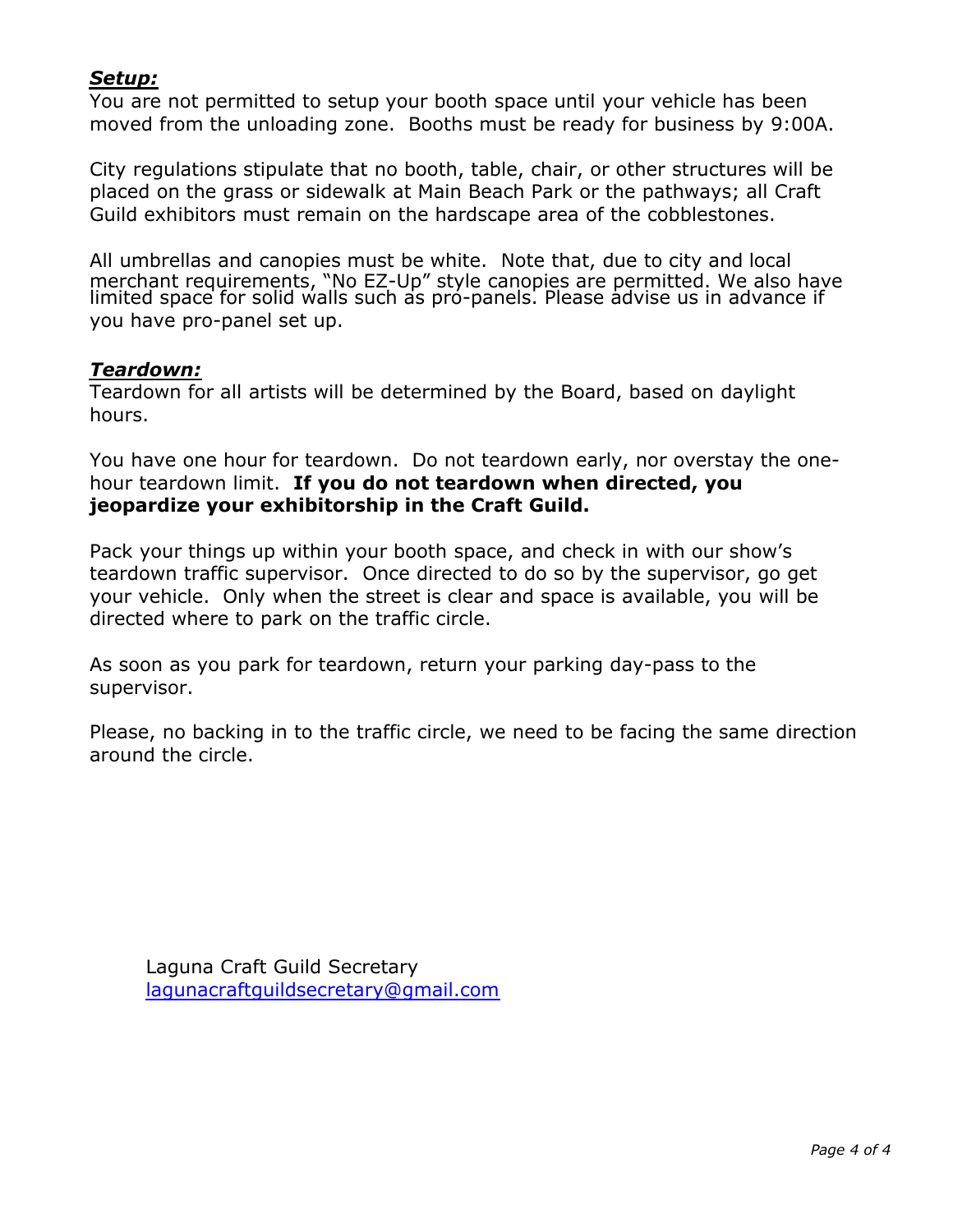***Setup:***

You are not permitted to setup your booth space until your vehicle has been moved from the unloading zone. Booths must be ready for business by 9:00A.

City regulations stipulate that no booth, table, chair, or other structures will be placed on the grass or sidewalk at Main Beach Park or the pathways; all Craft Guild exhibitors must remain on the hardscape area of the cobblestones.

All umbrellas and canopies must be white. Note that, due to city and local merchant requirements, "No EZ-Up" style canopies are permitted. We also have limited space for solid walls such as pro-panels. Please advise us in advance if you have pro-panel set up.

***Teardown:***

Teardown for all artists will be determined by the Board, based on daylight hours.

You have one hour for teardown. Do not teardown early, nor overstay the one-hour teardown limit. **If you do not teardown when directed, you jeopardize your exhibitorship in the Craft Guild.**

Pack your things up within your booth space, and check in with our show's teardown traffic supervisor. Once directed to do so by the supervisor, go get your vehicle. Only when the street is clear and space is available, you will be directed where to park on the traffic circle.

As soon as you park for teardown, return your parking day-pass to the supervisor.

Please, no backing in to the traffic circle, we need to be facing the same direction around the circle.

Laguna Craft Guild Secretary
lagunacraftguildsecretary@gmail.com